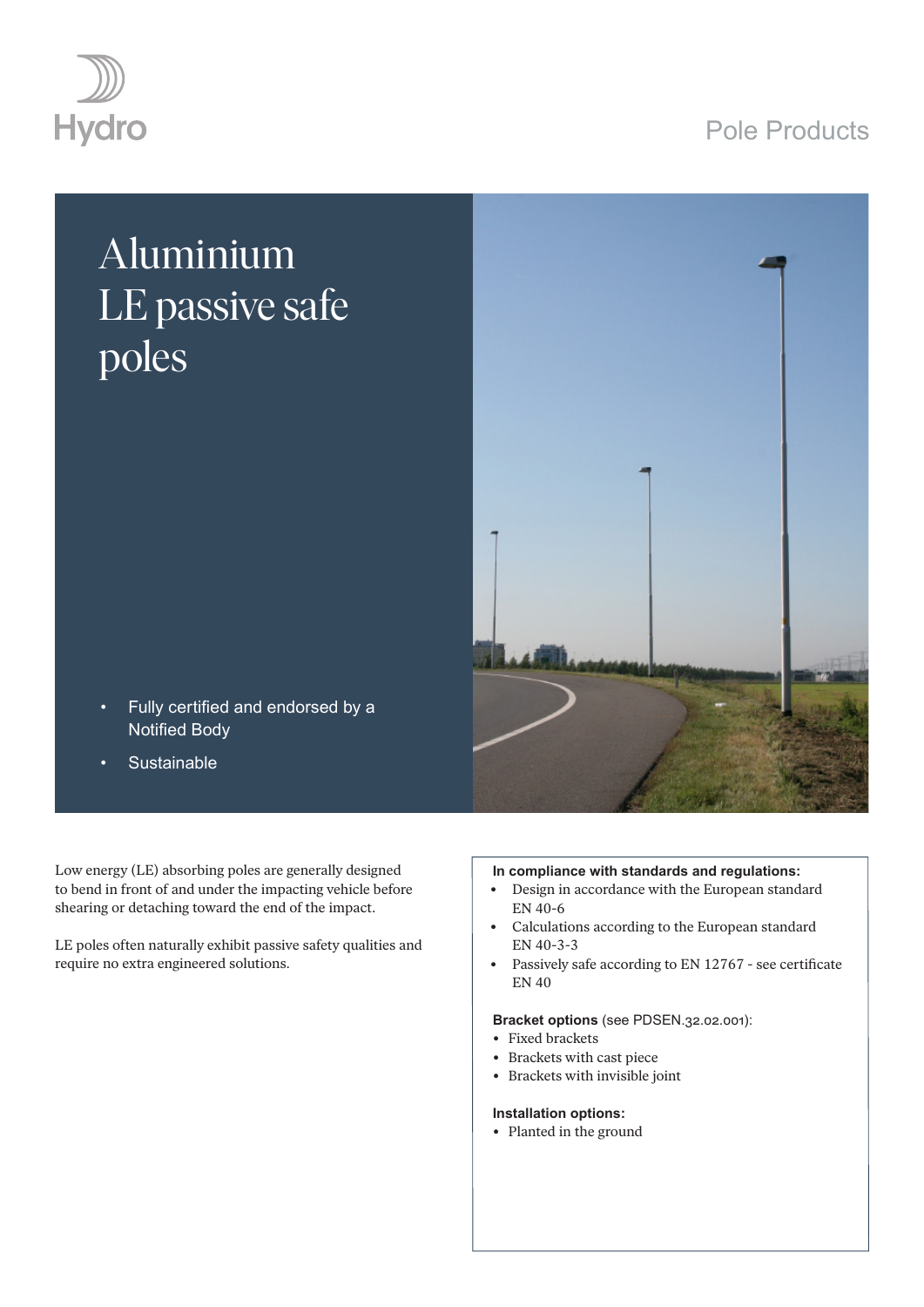Hydro

Pole Products

# Aluminium LE passive safe poles

- Fully certified and endorsed by a Notified Body
- Sustainable

Low energy (LE) absorbing poles are generally designed to bend in front of and under the impacting vehicle before shearing or detaching toward the end of the impact.

LE poles often naturally exhibit passive safety qualities and require no extra engineered solutions.

**In compliance with standards and regulations:**

- Design in accordance with the European standard EN 40-6
- Calculations according to the European standard EN 40-3-3
- Passively safe according to EN 12767 - see certificate EN 40

**Bracket options** (see PDSEN.32.02.001):

- Fixed brackets
- Brackets with cast piece
- Brackets with invisible joint

**Installation options:**

- Planted in the ground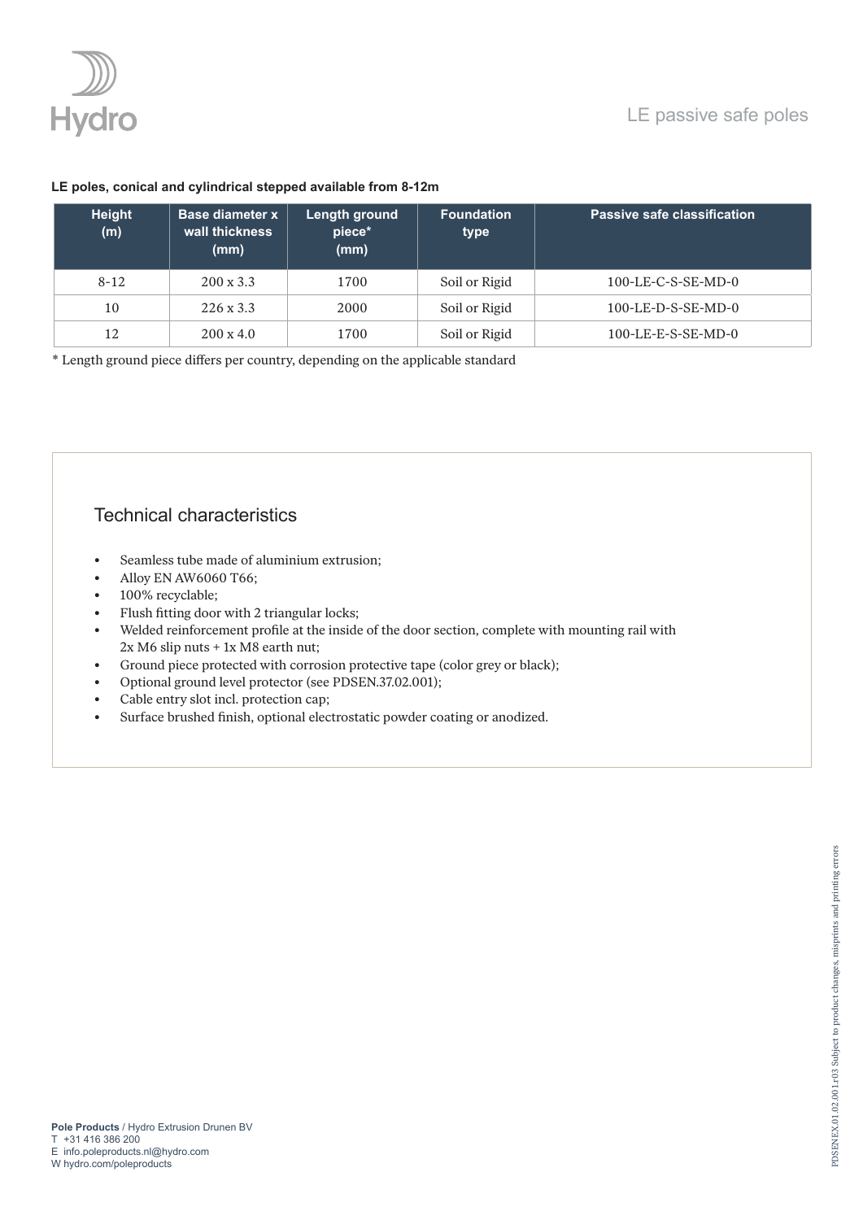**LE poles, conical and cylindrical stepped available from 8-12m**

| Height (m) | Base diameter x wall thickness (mm) | Length ground piece* (mm) | Foundation type | Passive safe classification |
|---|---|---|---|---|
| 8-12 | 200 x 3.3 | 1700 | Soil or Rigid | 100-LE-C-S-SE-MD-0 |
| 10 | 226 x 3.3 | 2000 | Soil or Rigid | 100-LE-D-S-SE-MD-0 |
| 12 | 200 x 4.0 | 1700 | Soil or Rigid | 100-LE-E-S-SE-MD-0 |

* Length ground piece differs per country, depending on the applicable standard

## Technical characteristics

- Seamless tube made of aluminium extrusion;
- Alloy EN AW6060 T66;
- 100% recyclable;
- Flush fitting door with 2 triangular locks;
- Welded reinforcement profile at the inside of the door section, complete with mounting rail with 2x M6 slip nuts + 1x M8 earth nut;
- Ground piece protected with corrosion protective tape (color grey or black);
- Optional ground level protector (see PDSEN.37.02.001);
- Cable entry slot incl. protection cap;
- Surface brushed finish, optional electrostatic powder coating or anodized.

**Pole Products** / Hydro Extrusion Drunen BV
T +31 416 386 200
E info.poleproducts.nl@hydro.com
W hydro.com/poleproducts

PDSENEX.01.02.001.r03 Subject to product changes, misprints and printing errors